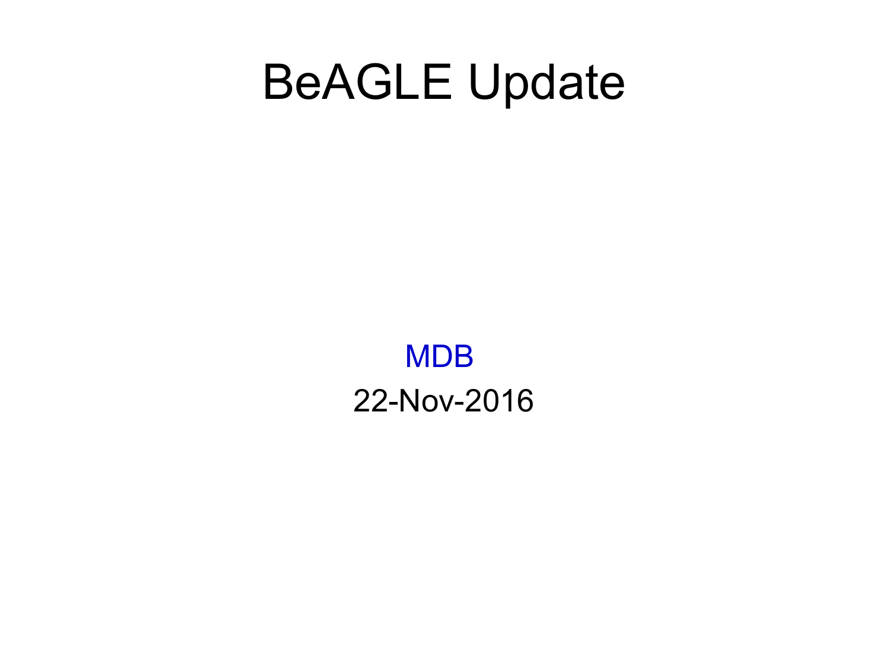# BeAGLE Update

MDB

22-Nov-2016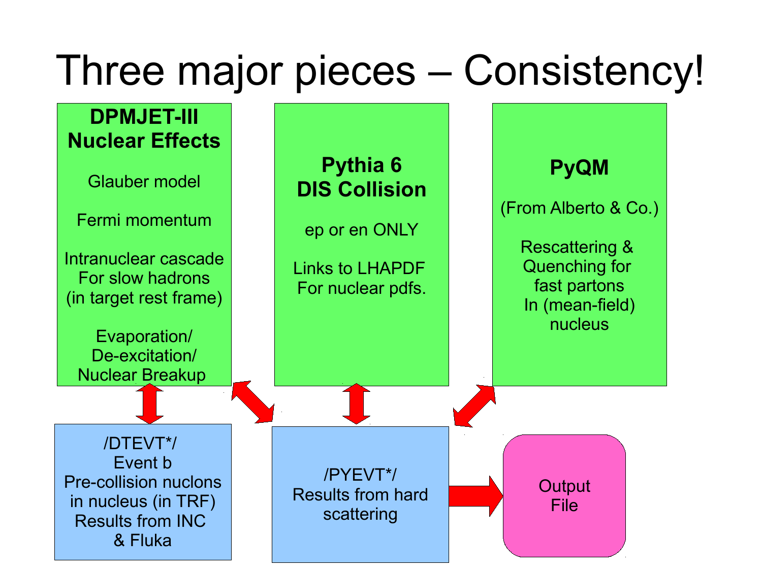# Three major pieces – Consistency!

**DPMJET-III**
**Nuclear Effects**

Glauber model

Fermi momentum

Intranuclear cascade
For slow hadrons
(in target rest frame)

Evaporation/
De-excitation/
Nuclear Breakup

**Pythia 6**
**DIS Collision**

ep or en ONLY

Links to LHAPDF
For nuclear pdfs.

**PyQM**

(From Alberto & Co.)

Rescattering &
Quenching for
fast partons
In (mean-field)
nucleus

/DTEVT*/
Event b
Pre-collision nuclons
in nucleus (in TRF)
Results from INC
& Fluka

/PYEVT*/
Results from hard
scattering

Output
File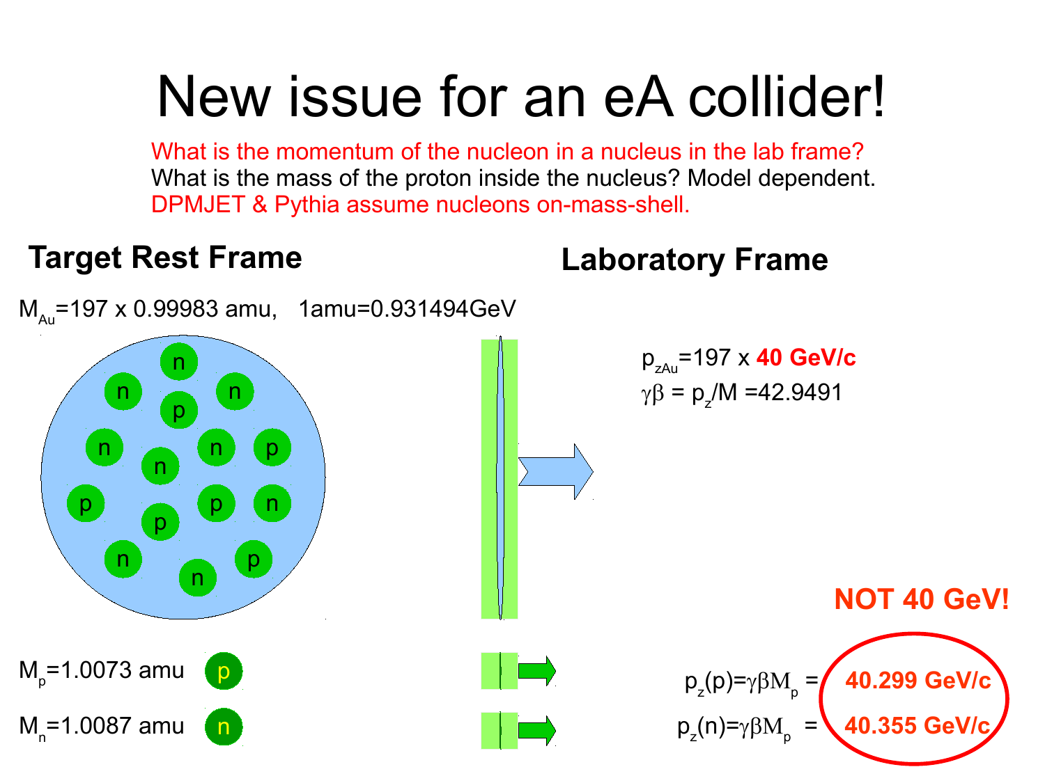# New issue for an eA collider!

What is the momentum of the nucleon in a nucleus in the lab frame?
What is the mass of the proton inside the nucleus? Model dependent.
DPMJET & Pythia assume nucleons on-mass-shell.

## Target Rest Frame

$M_{Au}$=197 x 0.99983 amu, 1amu=0.931494GeV

n n n p n n p n p p n p n p n n

$M_p$=1.0073 amu p

$M_n$=1.0087 amu n

## Laboratory Frame

$p_{zAu}$=197 x **40 GeV/c**

$\gamma\beta = p_z/M$ =42.9491

**NOT 40 GeV!**

$p_z(p)=\gamma\beta M_p$ = **40.299 GeV/c**

$p_z(n)=\gamma\beta M_p$ = **40.355 GeV/c**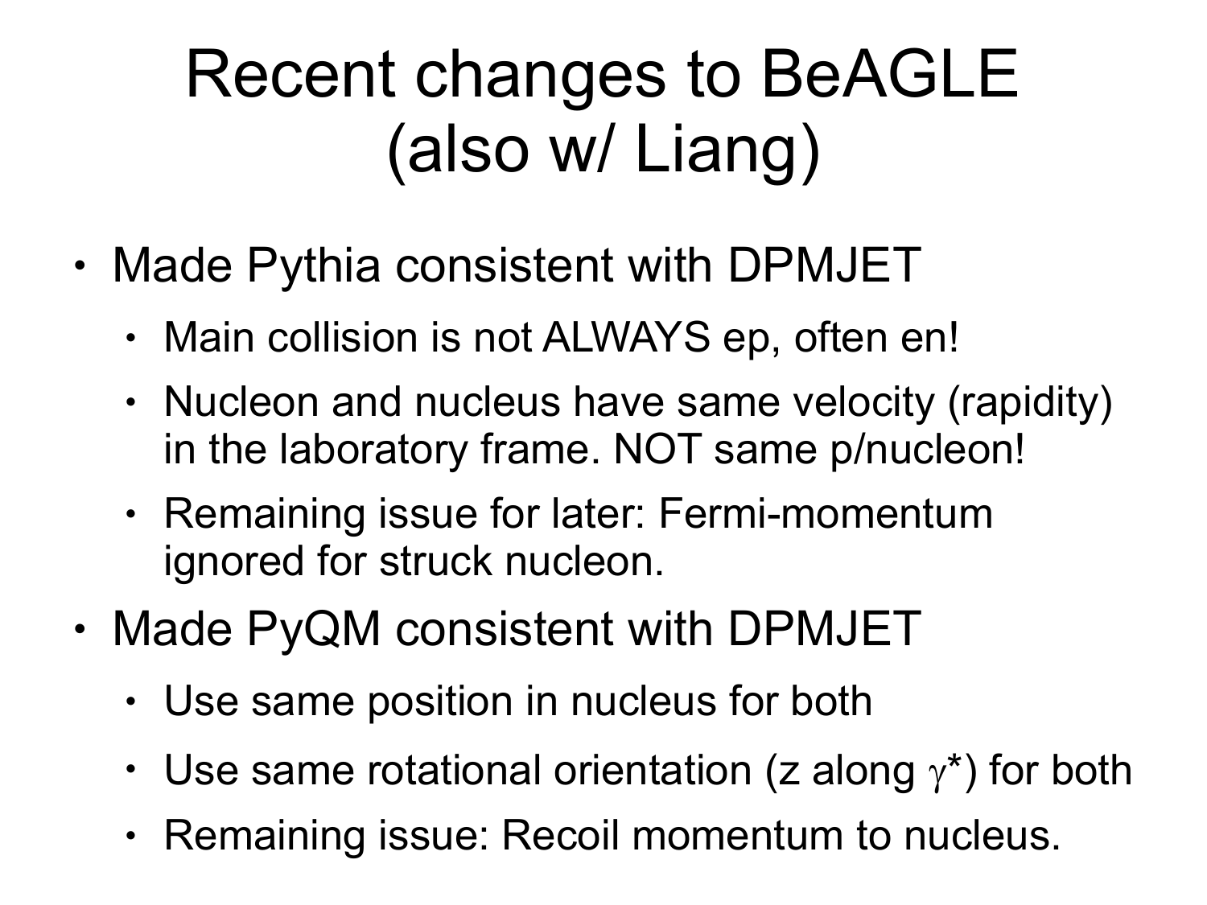# Recent changes to BeAGLE (also w/ Liang)

- Made Pythia consistent with DPMJET
  - Main collision is not ALWAYS ep, often en!
  - Nucleon and nucleus have same velocity (rapidity) in the laboratory frame. NOT same p/nucleon!
  - Remaining issue for later: Fermi-momentum ignored for struck nucleon.
- Made PyQM consistent with DPMJET
  - Use same position in nucleus for both
  - Use same rotational orientation (z along $\gamma^*$) for both
  - Remaining issue: Recoil momentum to nucleus.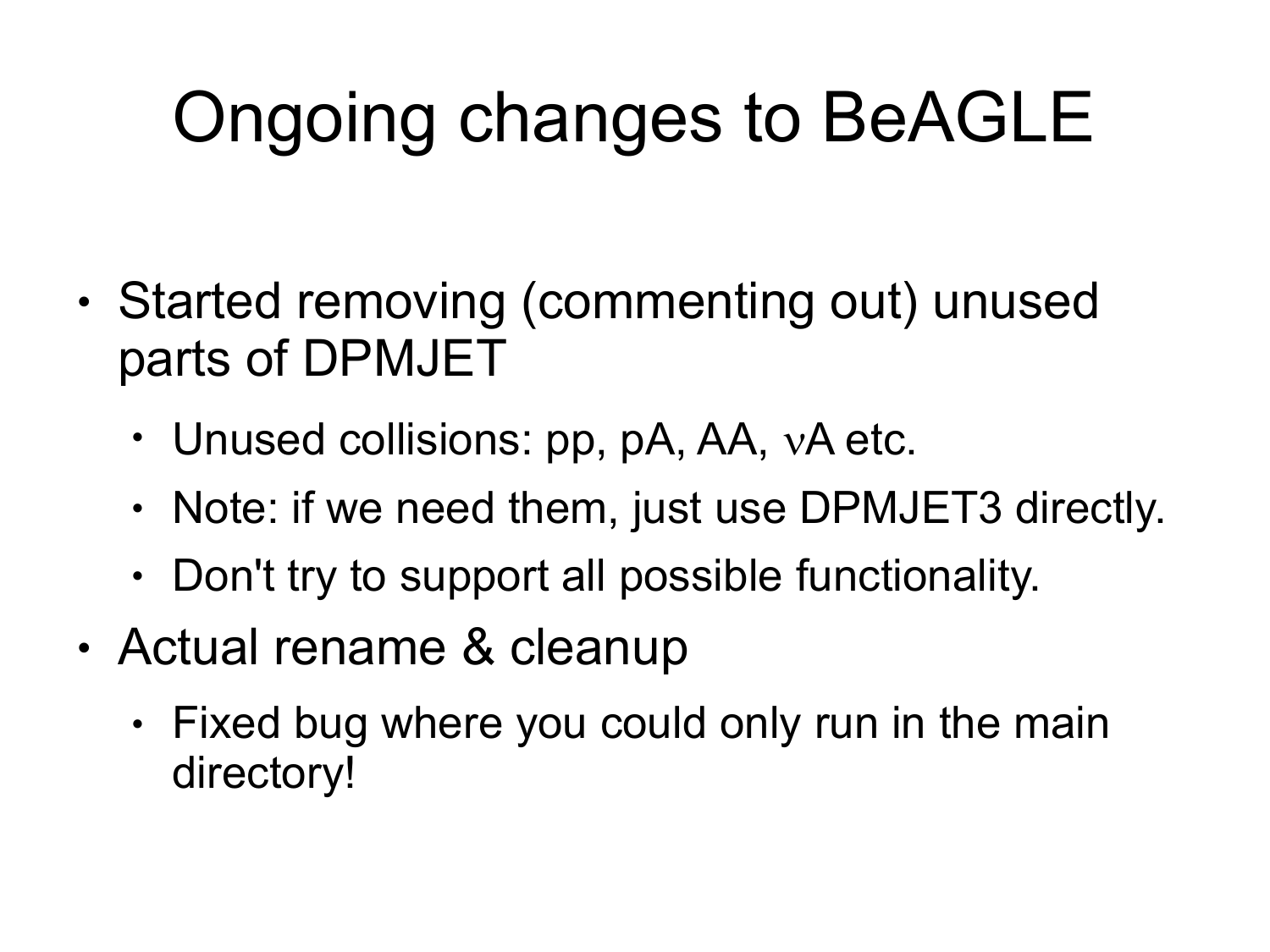# Ongoing changes to BeAGLE

- Started removing (commenting out) unused parts of DPMJET
  - Unused collisions: pp, pA, AA, $\nu$A etc.
  - Note: if we need them, just use DPMJET3 directly.
  - Don't try to support all possible functionality.
- Actual rename & cleanup
  - Fixed bug where you could only run in the main directory!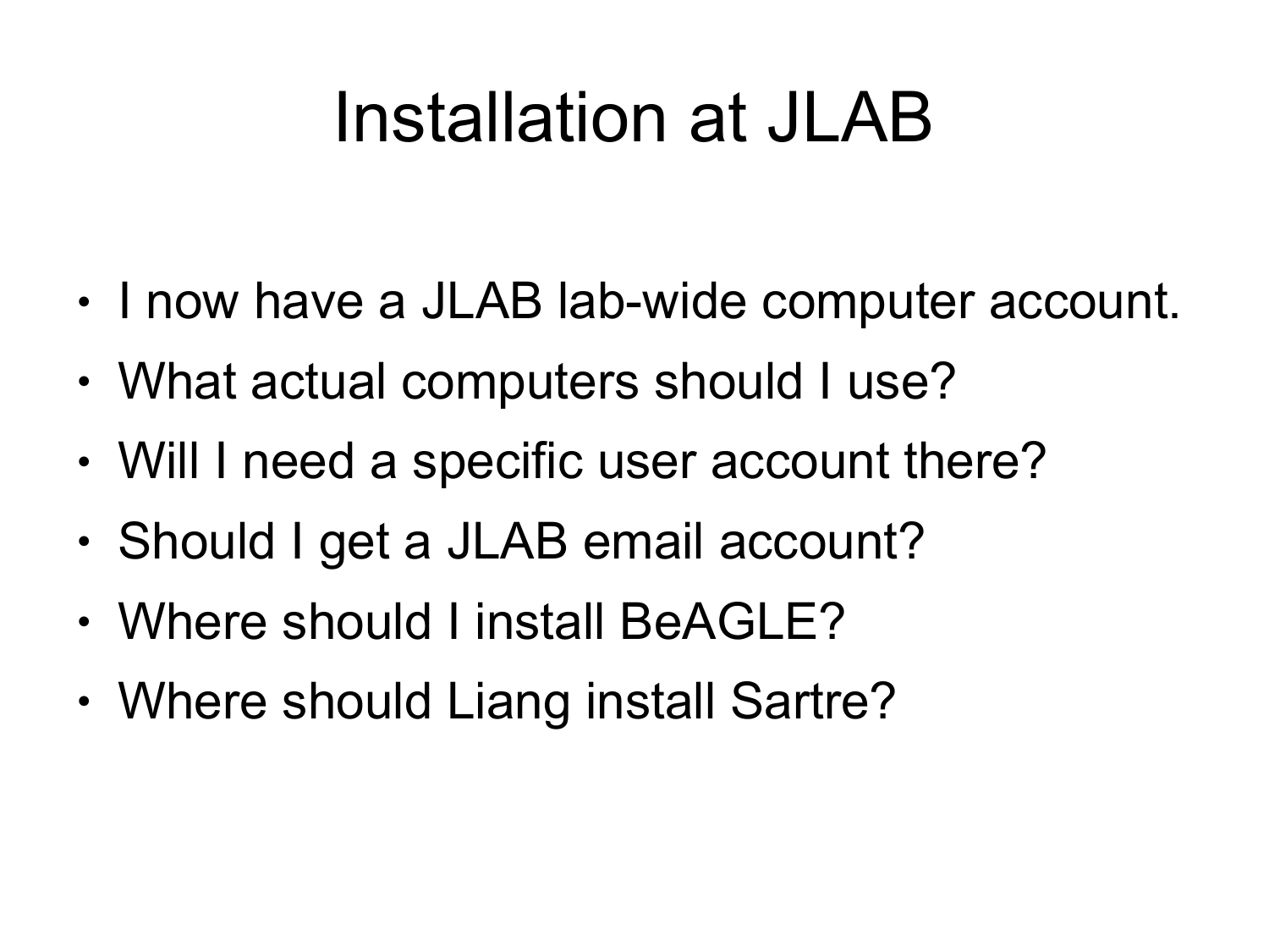# Installation at JLAB

- I now have a JLAB lab-wide computer account.
- What actual computers should I use?
- Will I need a specific user account there?
- Should I get a JLAB email account?
- Where should I install BeAGLE?
- Where should Liang install Sartre?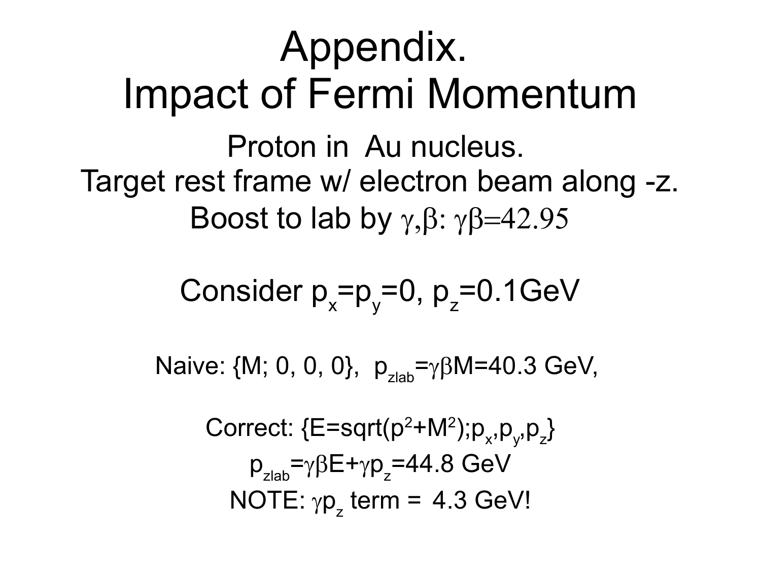# Appendix.
# Impact of Fermi Momentum

Proton in Au nucleus.

Target rest frame w/ electron beam along -z.

Boost to lab by $\gamma,\beta$: $\gamma\beta = 42.95$

Consider $p_x = p_y = 0$, $p_z = 0.1$GeV

Naive: {M; 0, 0, 0}, $p_{zlab} = \gamma\beta M = 40.3$ GeV,

Correct: $\{E = \text{sqrt}(p^2 + M^2); p_x, p_y, p_z\}$

$p_{zlab} = \gamma\beta E + \gamma p_z = 44.8$ GeV

NOTE: $\gamma p_z$ term = 4.3 GeV!